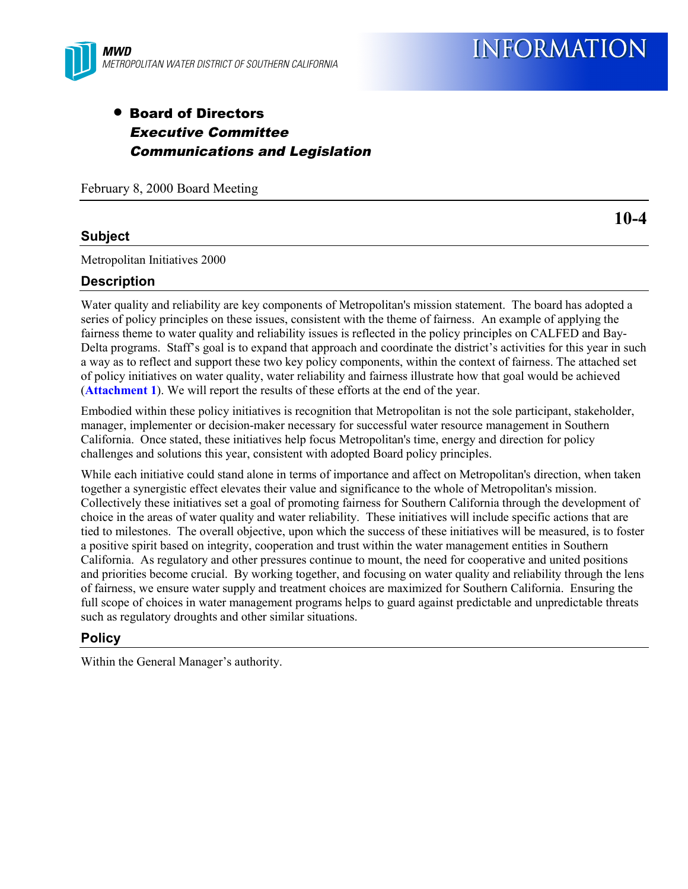**MWD**
*METROPOLITAN WATER DISTRICT OF SOUTHERN CALIFORNIA*

# INFORMATION

- **Board of Directors**
  ***Executive Committee***
  ***Communications and Legislation***

February 8, 2000 Board Meeting

**10-4**

## Subject

Metropolitan Initiatives 2000

## Description

Water quality and reliability are key components of Metropolitan's mission statement. The board has adopted a series of policy principles on these issues, consistent with the theme of fairness. An example of applying the fairness theme to water quality and reliability issues is reflected in the policy principles on CALFED and Bay-Delta programs. Staff's goal is to expand that approach and coordinate the district's activities for this year in such a way as to reflect and support these two key policy components, within the context of fairness. The attached set of policy initiatives on water quality, water reliability and fairness illustrate how that goal would be achieved (**Attachment 1**). We will report the results of these efforts at the end of the year.

Embodied within these policy initiatives is recognition that Metropolitan is not the sole participant, stakeholder, manager, implementer or decision-maker necessary for successful water resource management in Southern California. Once stated, these initiatives help focus Metropolitan's time, energy and direction for policy challenges and solutions this year, consistent with adopted Board policy principles.

While each initiative could stand alone in terms of importance and affect on Metropolitan's direction, when taken together a synergistic effect elevates their value and significance to the whole of Metropolitan's mission. Collectively these initiatives set a goal of promoting fairness for Southern California through the development of choice in the areas of water quality and water reliability. These initiatives will include specific actions that are tied to milestones. The overall objective, upon which the success of these initiatives will be measured, is to foster a positive spirit based on integrity, cooperation and trust within the water management entities in Southern California. As regulatory and other pressures continue to mount, the need for cooperative and united positions and priorities become crucial. By working together, and focusing on water quality and reliability through the lens of fairness, we ensure water supply and treatment choices are maximized for Southern California. Ensuring the full scope of choices in water management programs helps to guard against predictable and unpredictable threats such as regulatory droughts and other similar situations.

## Policy

Within the General Manager's authority.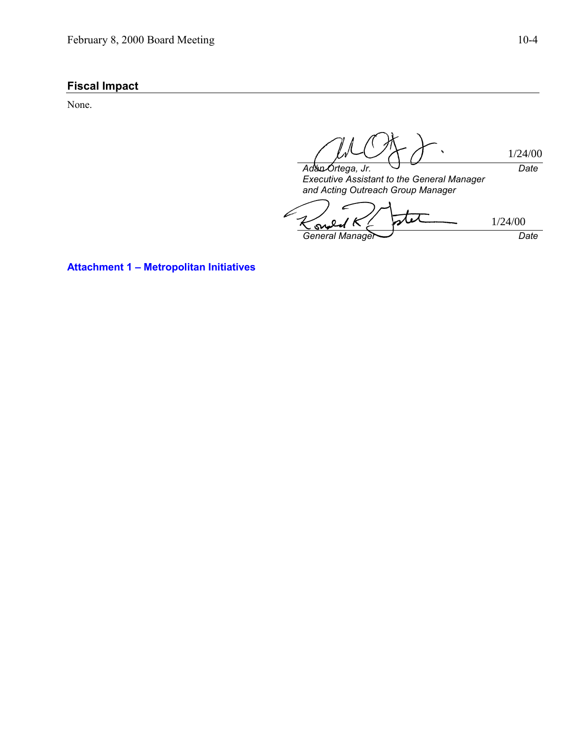## Fiscal Impact

None.

| | |
|---|---|
| 1/24/00 | |
| *Adán Ortega, Jr.* | *Date* |
| *Executive Assistant to the General Manager and Acting Outreach Group Manager* | |

| | |
|---|---|
| 1/24/00 | |
| *General Manager* | *Date* |

**Attachment 1 – Metropolitan Initiatives**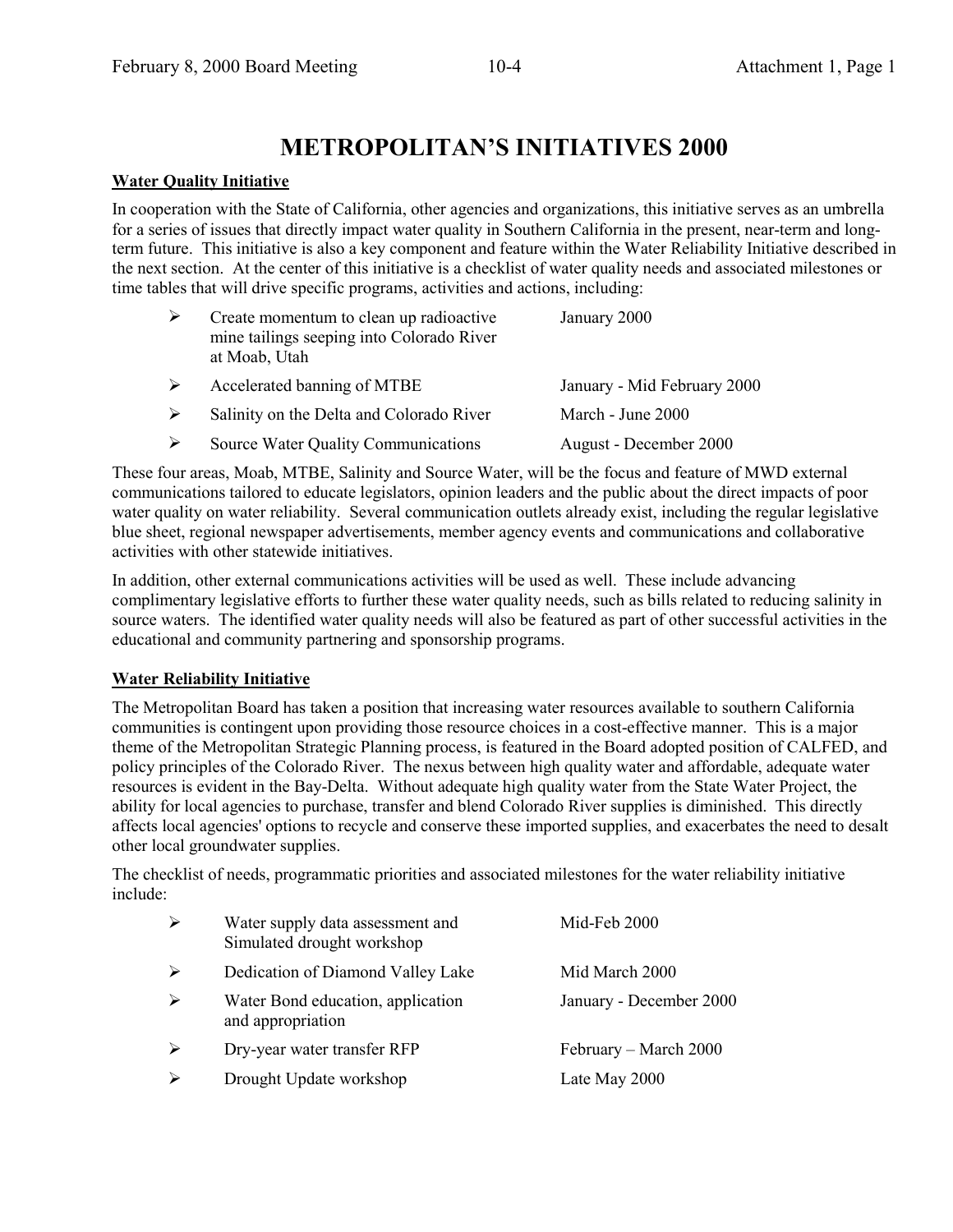# METROPOLITAN'S INITIATIVES 2000

**Water Quality Initiative**

In cooperation with the State of California, other agencies and organizations, this initiative serves as an umbrella for a series of issues that directly impact water quality in Southern California in the present, near-term and long-term future. This initiative is also a key component and feature within the Water Reliability Initiative described in the next section. At the center of this initiative is a checklist of water quality needs and associated milestones or time tables that will drive specific programs, activities and actions, including:

| | |
|---|---|
| ➢ Create momentum to clean up radioactive mine tailings seeping into Colorado River at Moab, Utah | January 2000 |
| ➢ Accelerated banning of MTBE | January - Mid February 2000 |
| ➢ Salinity on the Delta and Colorado River | March - June 2000 |
| ➢ Source Water Quality Communications | August - December 2000 |

These four areas, Moab, MTBE, Salinity and Source Water, will be the focus and feature of MWD external communications tailored to educate legislators, opinion leaders and the public about the direct impacts of poor water quality on water reliability. Several communication outlets already exist, including the regular legislative blue sheet, regional newspaper advertisements, member agency events and communications and collaborative activities with other statewide initiatives.

In addition, other external communications activities will be used as well. These include advancing complimentary legislative efforts to further these water quality needs, such as bills related to reducing salinity in source waters. The identified water quality needs will also be featured as part of other successful activities in the educational and community partnering and sponsorship programs.

**Water Reliability Initiative**

The Metropolitan Board has taken a position that increasing water resources available to southern California communities is contingent upon providing those resource choices in a cost-effective manner. This is a major theme of the Metropolitan Strategic Planning process, is featured in the Board adopted position of CALFED, and policy principles of the Colorado River. The nexus between high quality water and affordable, adequate water resources is evident in the Bay-Delta. Without adequate high quality water from the State Water Project, the ability for local agencies to purchase, transfer and blend Colorado River supplies is diminished. This directly affects local agencies' options to recycle and conserve these imported supplies, and exacerbates the need to desalt other local groundwater supplies.

The checklist of needs, programmatic priorities and associated milestones for the water reliability initiative include:

| | |
|---|---|
| ➢ Water supply data assessment and Simulated drought workshop | Mid-Feb 2000 |
| ➢ Dedication of Diamond Valley Lake | Mid March 2000 |
| ➢ Water Bond education, application and appropriation | January - December 2000 |
| ➢ Dry-year water transfer RFP | February – March 2000 |
| ➢ Drought Update workshop | Late May 2000 |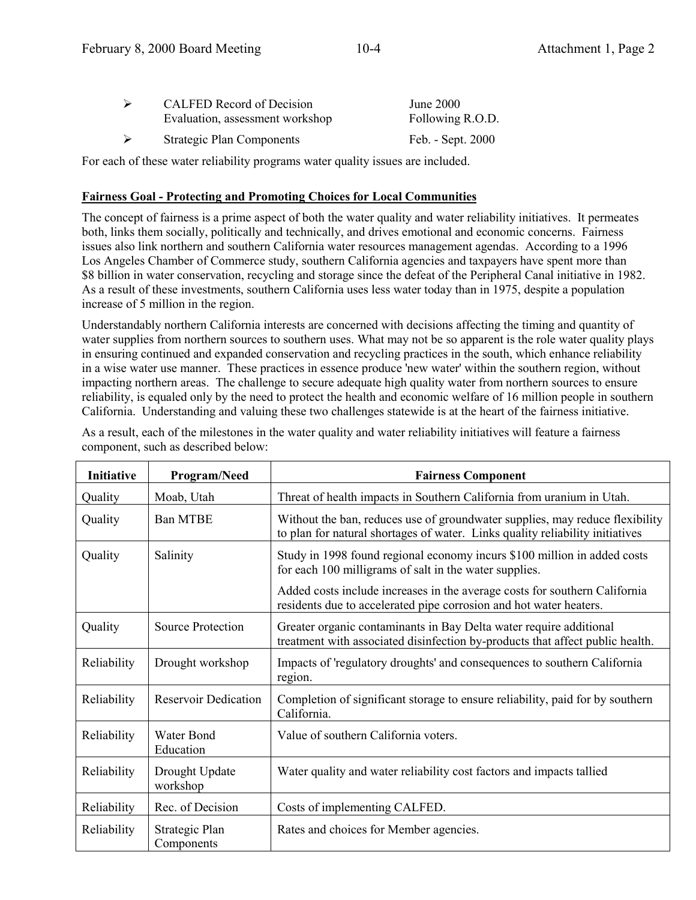- CALFED Record of Decision — June 2000
  Evaluation, assessment workshop — Following R.O.D.
- Strategic Plan Components — Feb. - Sept. 2000

For each of these water reliability programs water quality issues are included.

**Fairness Goal - Protecting and Promoting Choices for Local Communities**

The concept of fairness is a prime aspect of both the water quality and water reliability initiatives. It permeates both, links them socially, politically and technically, and drives emotional and economic concerns. Fairness issues also link northern and southern California water resources management agendas. According to a 1996 Los Angeles Chamber of Commerce study, southern California agencies and taxpayers have spent more than $8 billion in water conservation, recycling and storage since the defeat of the Peripheral Canal initiative in 1982. As a result of these investments, southern California uses less water today than in 1975, despite a population increase of 5 million in the region.

Understandably northern California interests are concerned with decisions affecting the timing and quantity of water supplies from northern sources to southern uses. What may not be so apparent is the role water quality plays in ensuring continued and expanded conservation and recycling practices in the south, which enhance reliability in a wise water use manner. These practices in essence produce 'new water' within the southern region, without impacting northern areas. The challenge to secure adequate high quality water from northern sources to ensure reliability, is equaled only by the need to protect the health and economic welfare of 16 million people in southern California. Understanding and valuing these two challenges statewide is at the heart of the fairness initiative.

As a result, each of the milestones in the water quality and water reliability initiatives will feature a fairness component, such as described below:

| Initiative | Program/Need | Fairness Component |
|---|---|---|
| Quality | Moab, Utah | Threat of health impacts in Southern California from uranium in Utah. |
| Quality | Ban MTBE | Without the ban, reduces use of groundwater supplies, may reduce flexibility to plan for natural shortages of water. Links quality reliability initiatives |
| Quality | Salinity | Study in 1998 found regional economy incurs $100 million in added costs for each 100 milligrams of salt in the water supplies. Added costs include increases in the average costs for southern California residents due to accelerated pipe corrosion and hot water heaters. |
| Quality | Source Protection | Greater organic contaminants in Bay Delta water require additional treatment with associated disinfection by-products that affect public health. |
| Reliability | Drought workshop | Impacts of 'regulatory droughts' and consequences to southern California region. |
| Reliability | Reservoir Dedication | Completion of significant storage to ensure reliability, paid for by southern California. |
| Reliability | Water Bond Education | Value of southern California voters. |
| Reliability | Drought Update workshop | Water quality and water reliability cost factors and impacts tallied |
| Reliability | Rec. of Decision | Costs of implementing CALFED. |
| Reliability | Strategic Plan Components | Rates and choices for Member agencies. |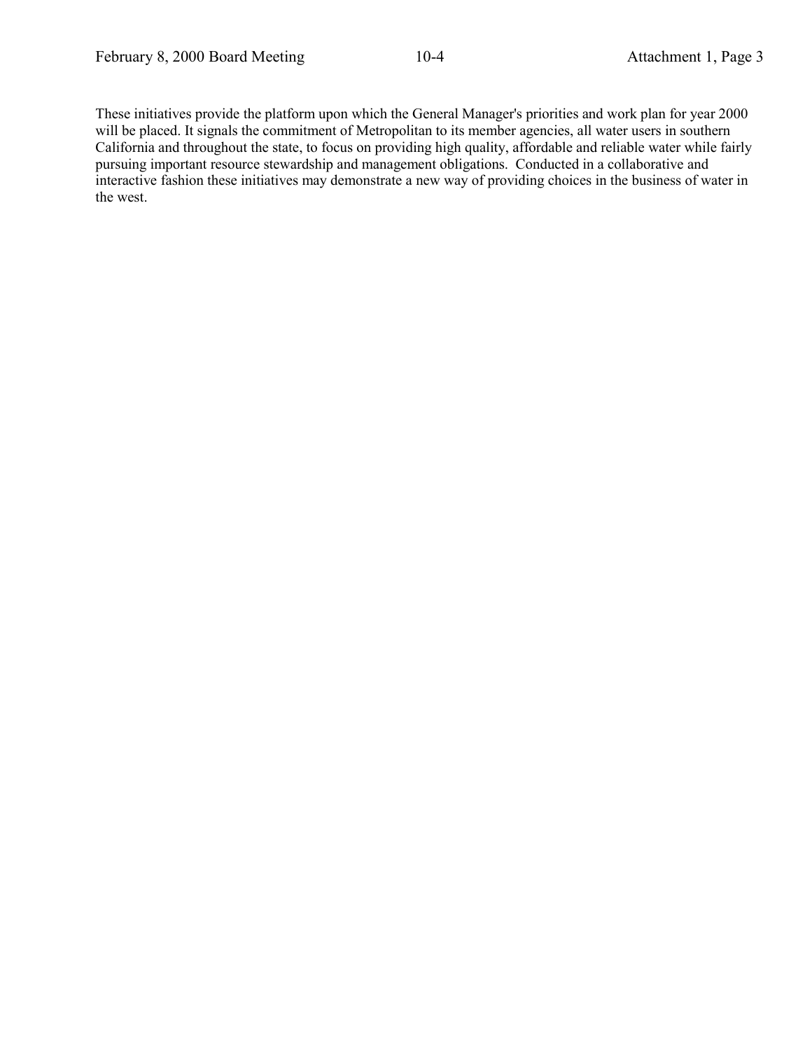These initiatives provide the platform upon which the General Manager's priorities and work plan for year 2000 will be placed. It signals the commitment of Metropolitan to its member agencies, all water users in southern California and throughout the state, to focus on providing high quality, affordable and reliable water while fairly pursuing important resource stewardship and management obligations. Conducted in a collaborative and interactive fashion these initiatives may demonstrate a new way of providing choices in the business of water in the west.